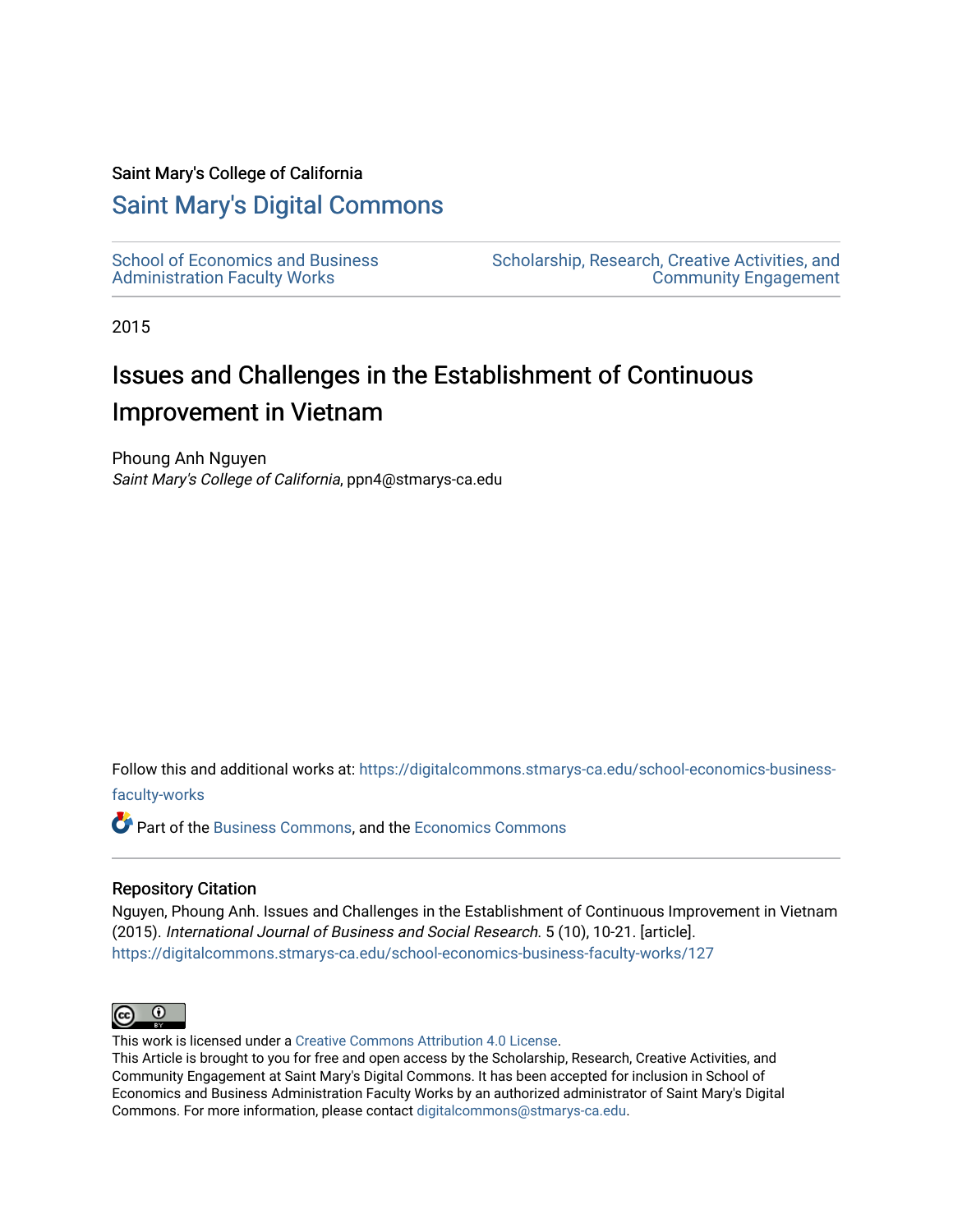Saint Mary's College of California

# Saint Mary's Digital Commons

School of Economics and Business Administration Faculty Works

Scholarship, Research, Creative Activities, and Community Engagement

2015

## Issues and Challenges in the Establishment of Continuous Improvement in Vietnam

Phoung Anh Nguyen
*Saint Mary's College of California*, ppn4@stmarys-ca.edu

Follow this and additional works at: https://digitalcommons.stmarys-ca.edu/school-economics-business-faculty-works

Part of the Business Commons, and the Economics Commons

### Repository Citation

Nguyen, Phoung Anh. Issues and Challenges in the Establishment of Continuous Improvement in Vietnam (2015). *International Journal of Business and Social Research.* 5 (10), 10-21. [article].
https://digitalcommons.stmarys-ca.edu/school-economics-business-faculty-works/127

This work is licensed under a Creative Commons Attribution 4.0 License.
This Article is brought to you for free and open access by the Scholarship, Research, Creative Activities, and Community Engagement at Saint Mary's Digital Commons. It has been accepted for inclusion in School of Economics and Business Administration Faculty Works by an authorized administrator of Saint Mary's Digital Commons. For more information, please contact digitalcommons@stmarys-ca.edu.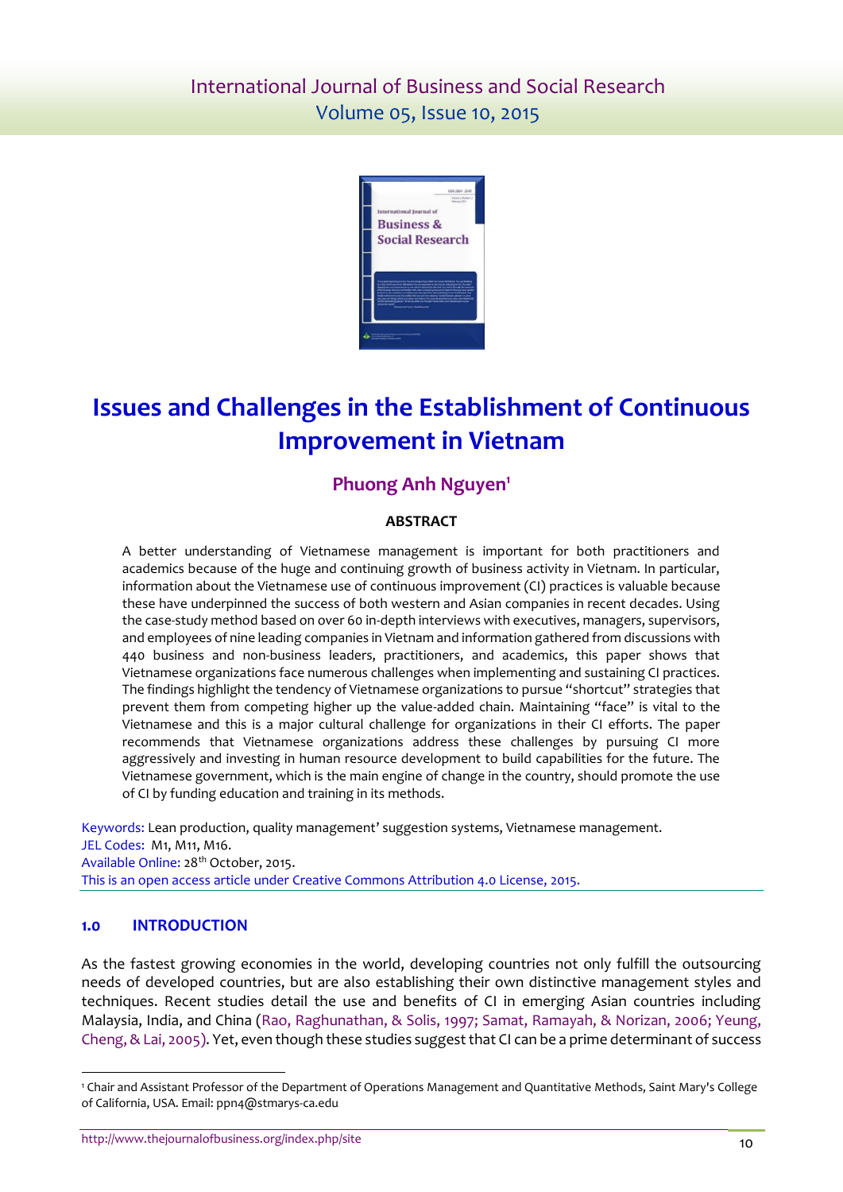# Issues and Challenges in the Establishment of Continuous Improvement in Vietnam

**Phuong Anh Nguyen**[1]

**ABSTRACT**

A better understanding of Vietnamese management is important for both practitioners and academics because of the huge and continuing growth of business activity in Vietnam. In particular, information about the Vietnamese use of continuous improvement (CI) practices is valuable because these have underpinned the success of both western and Asian companies in recent decades. Using the case-study method based on over 60 in-depth interviews with executives, managers, supervisors, and employees of nine leading companies in Vietnam and information gathered from discussions with 440 business and non-business leaders, practitioners, and academics, this paper shows that Vietnamese organizations face numerous challenges when implementing and sustaining CI practices. The findings highlight the tendency of Vietnamese organizations to pursue "shortcut" strategies that prevent them from competing higher up the value-added chain. Maintaining "face" is vital to the Vietnamese and this is a major cultural challenge for organizations in their CI efforts. The paper recommends that Vietnamese organizations address these challenges by pursuing CI more aggressively and investing in human resource development to build capabilities for the future. The Vietnamese government, which is the main engine of change in the country, should promote the use of CI by funding education and training in its methods.

Keywords: Lean production, quality management' suggestion systems, Vietnamese management.
JEL Codes: M1, M11, M16.
Available Online: 28th October, 2015.
This is an open access article under Creative Commons Attribution 4.0 License, 2015.

## 1.0 INTRODUCTION

As the fastest growing economies in the world, developing countries not only fulfill the outsourcing needs of developed countries, but are also establishing their own distinctive management styles and techniques. Recent studies detail the use and benefits of CI in emerging Asian countries including Malaysia, India, and China (Rao, Raghunathan, & Solis, 1997; Samat, Ramayah, & Norizan, 2006; Yeung, Cheng, & Lai, 2005). Yet, even though these studies suggest that CI can be a prime determinant of success

[1] Chair and Assistant Professor of the Department of Operations Management and Quantitative Methods, Saint Mary's College of California, USA. Email: ppn4@stmarys-ca.edu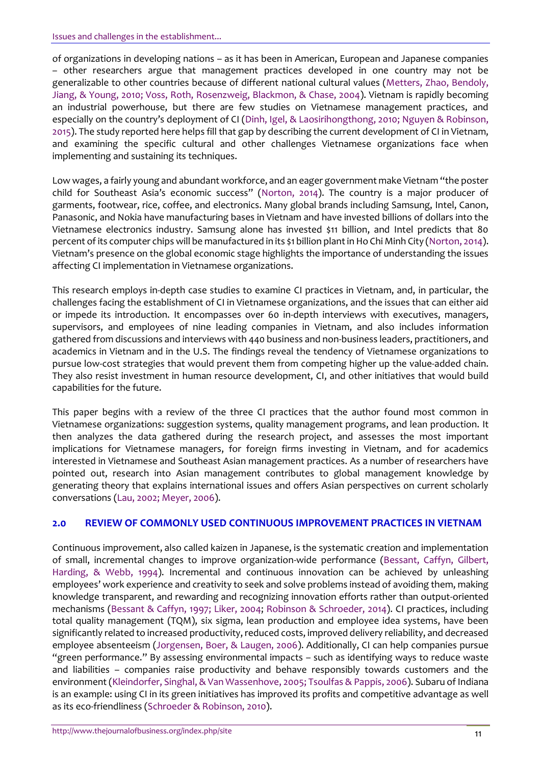of organizations in developing nations – as it has been in American, European and Japanese companies – other researchers argue that management practices developed in one country may not be generalizable to other countries because of different national cultural values (Metters, Zhao, Bendoly, Jiang, & Young, 2010; Voss, Roth, Rosenzweig, Blackmon, & Chase, 2004). Vietnam is rapidly becoming an industrial powerhouse, but there are few studies on Vietnamese management practices, and especially on the country's deployment of CI (Dinh, Igel, & Laosirihongthong, 2010; Nguyen & Robinson, 2015). The study reported here helps fill that gap by describing the current development of CI in Vietnam, and examining the specific cultural and other challenges Vietnamese organizations face when implementing and sustaining its techniques.

Low wages, a fairly young and abundant workforce, and an eager government make Vietnam "the poster child for Southeast Asia's economic success" (Norton, 2014). The country is a major producer of garments, footwear, rice, coffee, and electronics. Many global brands including Samsung, Intel, Canon, Panasonic, and Nokia have manufacturing bases in Vietnam and have invested billions of dollars into the Vietnamese electronics industry. Samsung alone has invested $11 billion, and Intel predicts that 80 percent of its computer chips will be manufactured in its $1 billion plant in Ho Chi Minh City (Norton, 2014). Vietnam's presence on the global economic stage highlights the importance of understanding the issues affecting CI implementation in Vietnamese organizations.

This research employs in-depth case studies to examine CI practices in Vietnam, and, in particular, the challenges facing the establishment of CI in Vietnamese organizations, and the issues that can either aid or impede its introduction. It encompasses over 60 in-depth interviews with executives, managers, supervisors, and employees of nine leading companies in Vietnam, and also includes information gathered from discussions and interviews with 440 business and non-business leaders, practitioners, and academics in Vietnam and in the U.S. The findings reveal the tendency of Vietnamese organizations to pursue low-cost strategies that would prevent them from competing higher up the value-added chain. They also resist investment in human resource development, CI, and other initiatives that would build capabilities for the future.

This paper begins with a review of the three CI practices that the author found most common in Vietnamese organizations: suggestion systems, quality management programs, and lean production. It then analyzes the data gathered during the research project, and assesses the most important implications for Vietnamese managers, for foreign firms investing in Vietnam, and for academics interested in Vietnamese and Southeast Asian management practices. As a number of researchers have pointed out, research into Asian management contributes to global management knowledge by generating theory that explains international issues and offers Asian perspectives on current scholarly conversations (Lau, 2002; Meyer, 2006).

## 2.0 REVIEW OF COMMONLY USED CONTINUOUS IMPROVEMENT PRACTICES IN VIETNAM

Continuous improvement, also called kaizen in Japanese, is the systematic creation and implementation of small, incremental changes to improve organization-wide performance (Bessant, Caffyn, Gilbert, Harding, & Webb, 1994). Incremental and continuous innovation can be achieved by unleashing employees' work experience and creativity to seek and solve problems instead of avoiding them, making knowledge transparent, and rewarding and recognizing innovation efforts rather than output-oriented mechanisms (Bessant & Caffyn, 1997; Liker, 2004; Robinson & Schroeder, 2014). CI practices, including total quality management (TQM), six sigma, lean production and employee idea systems, have been significantly related to increased productivity, reduced costs, improved delivery reliability, and decreased employee absenteeism (Jorgensen, Boer, & Laugen, 2006). Additionally, CI can help companies pursue "green performance." By assessing environmental impacts – such as identifying ways to reduce waste and liabilities – companies raise productivity and behave responsibly towards customers and the environment (Kleindorfer, Singhal, & Van Wassenhove, 2005; Tsoulfas & Pappis, 2006). Subaru of Indiana is an example: using CI in its green initiatives has improved its profits and competitive advantage as well as its eco-friendliness (Schroeder & Robinson, 2010).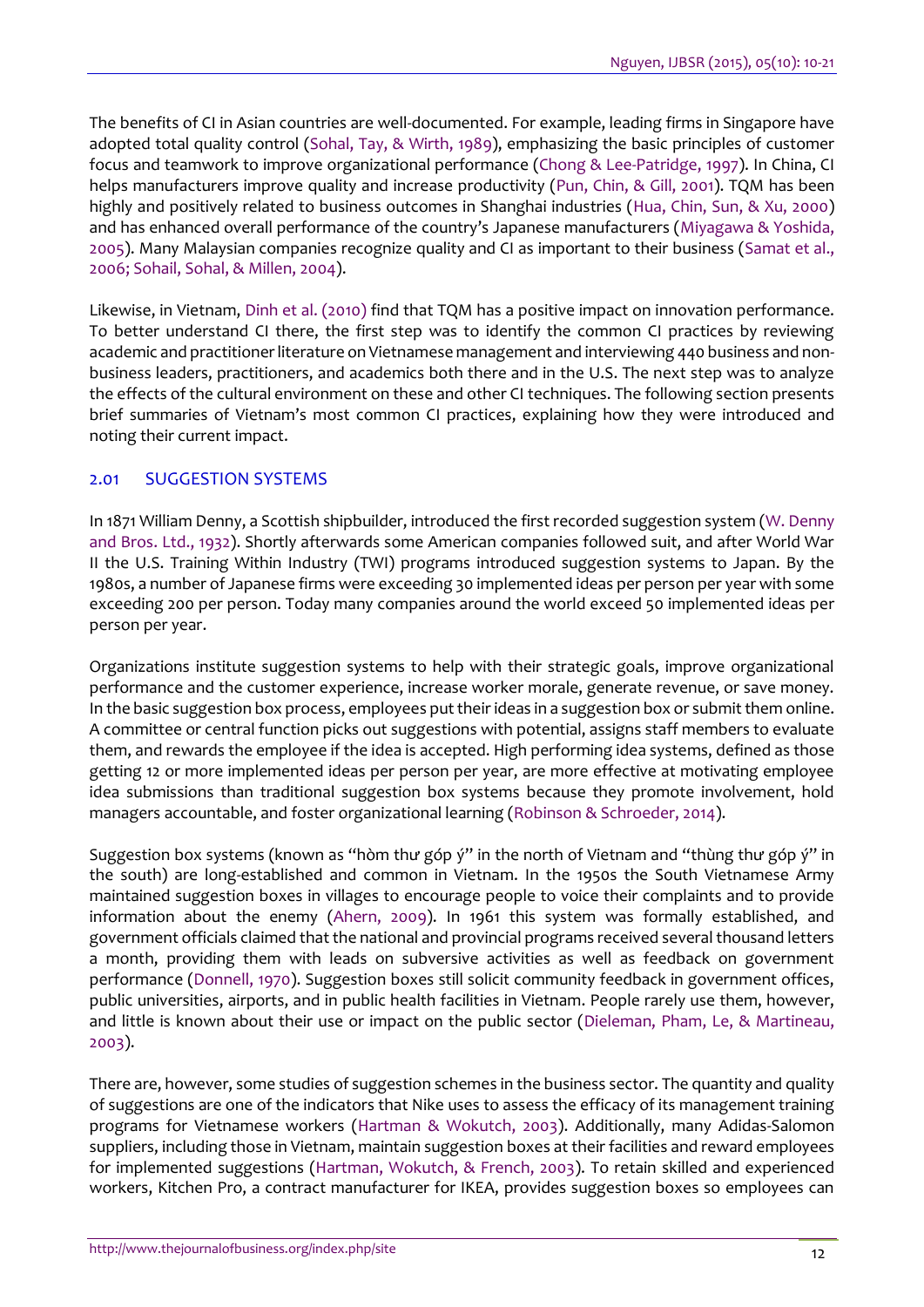The benefits of CI in Asian countries are well-documented. For example, leading firms in Singapore have adopted total quality control (Sohal, Tay, & Wirth, 1989), emphasizing the basic principles of customer focus and teamwork to improve organizational performance (Chong & Lee-Patridge, 1997). In China, CI helps manufacturers improve quality and increase productivity (Pun, Chin, & Gill, 2001). TQM has been highly and positively related to business outcomes in Shanghai industries (Hua, Chin, Sun, & Xu, 2000) and has enhanced overall performance of the country's Japanese manufacturers (Miyagawa & Yoshida, 2005). Many Malaysian companies recognize quality and CI as important to their business (Samat et al., 2006; Sohail, Sohal, & Millen, 2004).

Likewise, in Vietnam, Dinh et al. (2010) find that TQM has a positive impact on innovation performance. To better understand CI there, the first step was to identify the common CI practices by reviewing academic and practitioner literature on Vietnamese management and interviewing 440 business and non-business leaders, practitioners, and academics both there and in the U.S. The next step was to analyze the effects of the cultural environment on these and other CI techniques. The following section presents brief summaries of Vietnam's most common CI practices, explaining how they were introduced and noting their current impact.

## 2.01 SUGGESTION SYSTEMS

In 1871 William Denny, a Scottish shipbuilder, introduced the first recorded suggestion system (W. Denny and Bros. Ltd., 1932). Shortly afterwards some American companies followed suit, and after World War II the U.S. Training Within Industry (TWI) programs introduced suggestion systems to Japan. By the 1980s, a number of Japanese firms were exceeding 30 implemented ideas per person per year with some exceeding 200 per person. Today many companies around the world exceed 50 implemented ideas per person per year.

Organizations institute suggestion systems to help with their strategic goals, improve organizational performance and the customer experience, increase worker morale, generate revenue, or save money. In the basic suggestion box process, employees put their ideas in a suggestion box or submit them online. A committee or central function picks out suggestions with potential, assigns staff members to evaluate them, and rewards the employee if the idea is accepted. High performing idea systems, defined as those getting 12 or more implemented ideas per person per year, are more effective at motivating employee idea submissions than traditional suggestion box systems because they promote involvement, hold managers accountable, and foster organizational learning (Robinson & Schroeder, 2014).

Suggestion box systems (known as "hòm thư góp ý" in the north of Vietnam and "thùng thư góp ý" in the south) are long-established and common in Vietnam. In the 1950s the South Vietnamese Army maintained suggestion boxes in villages to encourage people to voice their complaints and to provide information about the enemy (Ahern, 2009). In 1961 this system was formally established, and government officials claimed that the national and provincial programs received several thousand letters a month, providing them with leads on subversive activities as well as feedback on government performance (Donnell, 1970). Suggestion boxes still solicit community feedback in government offices, public universities, airports, and in public health facilities in Vietnam. People rarely use them, however, and little is known about their use or impact on the public sector (Dieleman, Pham, Le, & Martineau, 2003).

There are, however, some studies of suggestion schemes in the business sector. The quantity and quality of suggestions are one of the indicators that Nike uses to assess the efficacy of its management training programs for Vietnamese workers (Hartman & Wokutch, 2003). Additionally, many Adidas-Salomon suppliers, including those in Vietnam, maintain suggestion boxes at their facilities and reward employees for implemented suggestions (Hartman, Wokutch, & French, 2003). To retain skilled and experienced workers, Kitchen Pro, a contract manufacturer for IKEA, provides suggestion boxes so employees can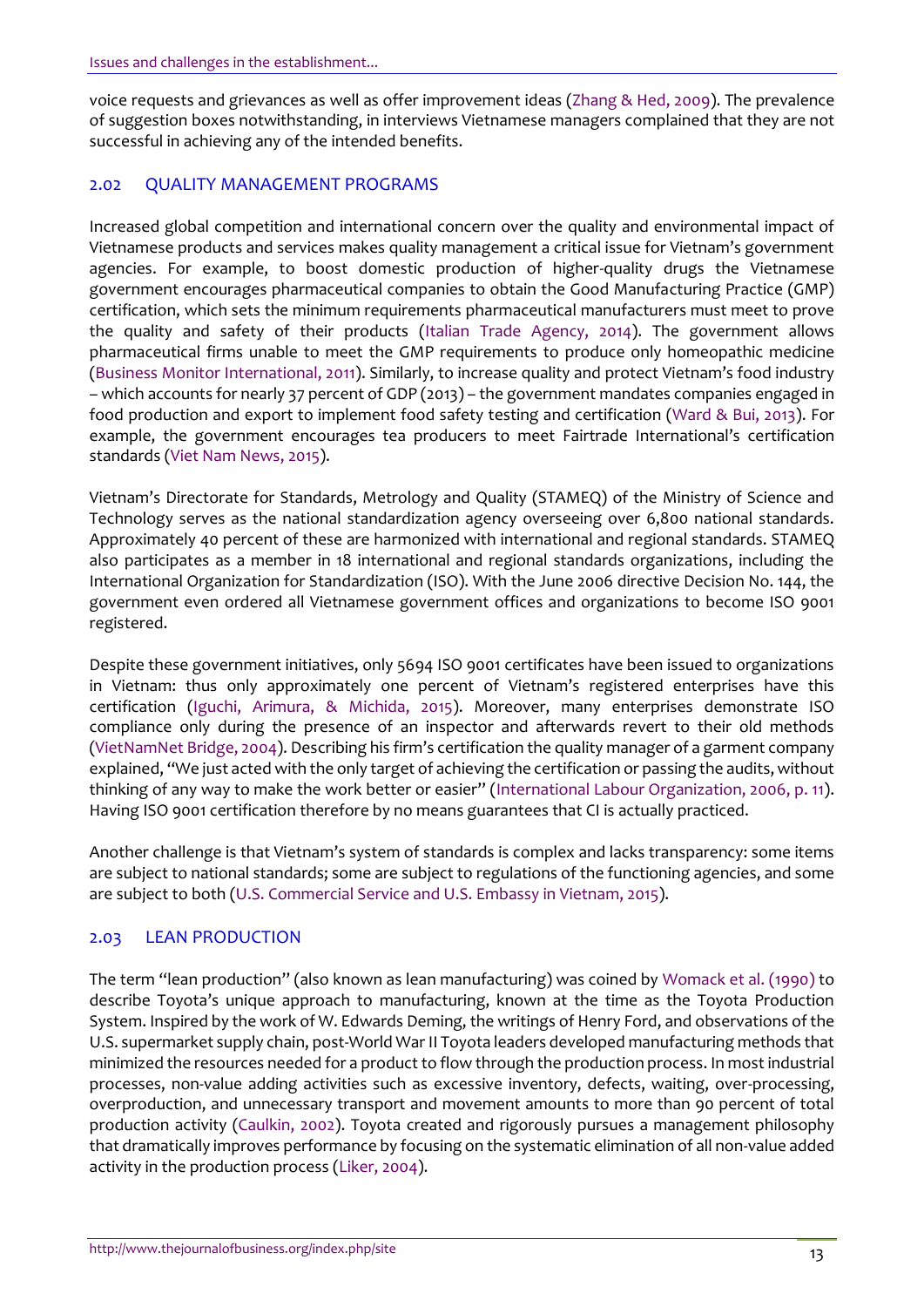voice requests and grievances as well as offer improvement ideas (Zhang & Hed, 2009). The prevalence of suggestion boxes notwithstanding, in interviews Vietnamese managers complained that they are not successful in achieving any of the intended benefits.

## 2.02 QUALITY MANAGEMENT PROGRAMS

Increased global competition and international concern over the quality and environmental impact of Vietnamese products and services makes quality management a critical issue for Vietnam's government agencies. For example, to boost domestic production of higher-quality drugs the Vietnamese government encourages pharmaceutical companies to obtain the Good Manufacturing Practice (GMP) certification, which sets the minimum requirements pharmaceutical manufacturers must meet to prove the quality and safety of their products (Italian Trade Agency, 2014). The government allows pharmaceutical firms unable to meet the GMP requirements to produce only homeopathic medicine (Business Monitor International, 2011). Similarly, to increase quality and protect Vietnam's food industry – which accounts for nearly 37 percent of GDP (2013) – the government mandates companies engaged in food production and export to implement food safety testing and certification (Ward & Bui, 2013). For example, the government encourages tea producers to meet Fairtrade International's certification standards (Viet Nam News, 2015).

Vietnam's Directorate for Standards, Metrology and Quality (STAMEQ) of the Ministry of Science and Technology serves as the national standardization agency overseeing over 6,800 national standards. Approximately 40 percent of these are harmonized with international and regional standards. STAMEQ also participates as a member in 18 international and regional standards organizations, including the International Organization for Standardization (ISO). With the June 2006 directive Decision No. 144, the government even ordered all Vietnamese government offices and organizations to become ISO 9001 registered.

Despite these government initiatives, only 5694 ISO 9001 certificates have been issued to organizations in Vietnam: thus only approximately one percent of Vietnam's registered enterprises have this certification (Iguchi, Arimura, & Michida, 2015). Moreover, many enterprises demonstrate ISO compliance only during the presence of an inspector and afterwards revert to their old methods (VietNamNet Bridge, 2004). Describing his firm's certification the quality manager of a garment company explained, "We just acted with the only target of achieving the certification or passing the audits, without thinking of any way to make the work better or easier" (International Labour Organization, 2006, p. 11). Having ISO 9001 certification therefore by no means guarantees that CI is actually practiced.

Another challenge is that Vietnam's system of standards is complex and lacks transparency: some items are subject to national standards; some are subject to regulations of the functioning agencies, and some are subject to both (U.S. Commercial Service and U.S. Embassy in Vietnam, 2015).

## 2.03 LEAN PRODUCTION

The term "lean production" (also known as lean manufacturing) was coined by Womack et al. (1990) to describe Toyota's unique approach to manufacturing, known at the time as the Toyota Production System. Inspired by the work of W. Edwards Deming, the writings of Henry Ford, and observations of the U.S. supermarket supply chain, post-World War II Toyota leaders developed manufacturing methods that minimized the resources needed for a product to flow through the production process. In most industrial processes, non-value adding activities such as excessive inventory, defects, waiting, over-processing, overproduction, and unnecessary transport and movement amounts to more than 90 percent of total production activity (Caulkin, 2002). Toyota created and rigorously pursues a management philosophy that dramatically improves performance by focusing on the systematic elimination of all non-value added activity in the production process (Liker, 2004).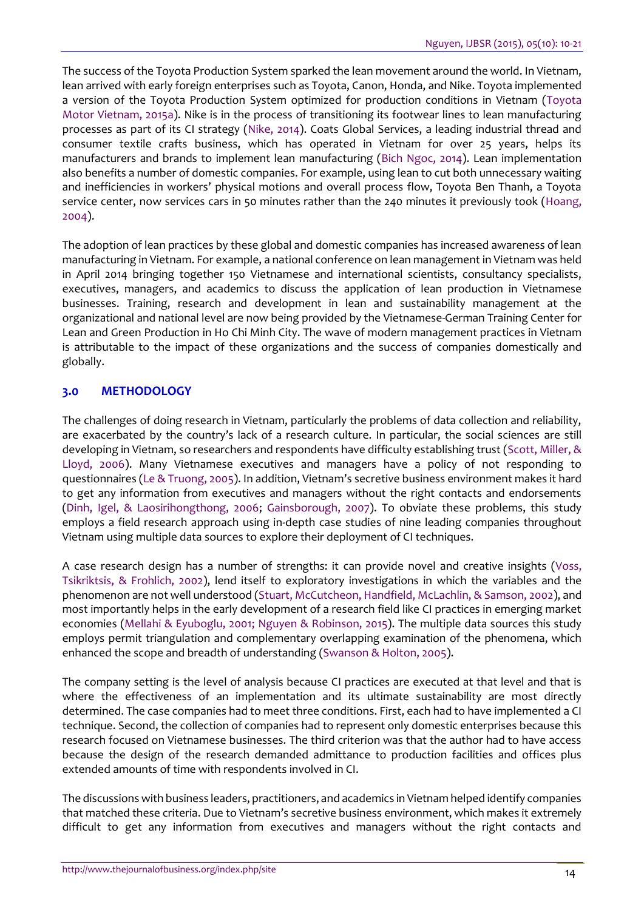The success of the Toyota Production System sparked the lean movement around the world. In Vietnam, lean arrived with early foreign enterprises such as Toyota, Canon, Honda, and Nike. Toyota implemented a version of the Toyota Production System optimized for production conditions in Vietnam (Toyota Motor Vietnam, 2015a). Nike is in the process of transitioning its footwear lines to lean manufacturing processes as part of its CI strategy (Nike, 2014). Coats Global Services, a leading industrial thread and consumer textile crafts business, which has operated in Vietnam for over 25 years, helps its manufacturers and brands to implement lean manufacturing (Bich Ngoc, 2014). Lean implementation also benefits a number of domestic companies. For example, using lean to cut both unnecessary waiting and inefficiencies in workers' physical motions and overall process flow, Toyota Ben Thanh, a Toyota service center, now services cars in 50 minutes rather than the 240 minutes it previously took (Hoang, 2004).

The adoption of lean practices by these global and domestic companies has increased awareness of lean manufacturing in Vietnam. For example, a national conference on lean management in Vietnam was held in April 2014 bringing together 150 Vietnamese and international scientists, consultancy specialists, executives, managers, and academics to discuss the application of lean production in Vietnamese businesses. Training, research and development in lean and sustainability management at the organizational and national level are now being provided by the Vietnamese-German Training Center for Lean and Green Production in Ho Chi Minh City. The wave of modern management practices in Vietnam is attributable to the impact of these organizations and the success of companies domestically and globally.

## 3.0 METHODOLOGY

The challenges of doing research in Vietnam, particularly the problems of data collection and reliability, are exacerbated by the country's lack of a research culture. In particular, the social sciences are still developing in Vietnam, so researchers and respondents have difficulty establishing trust (Scott, Miller, & Lloyd, 2006). Many Vietnamese executives and managers have a policy of not responding to questionnaires (Le & Truong, 2005). In addition, Vietnam's secretive business environment makes it hard to get any information from executives and managers without the right contacts and endorsements (Dinh, Igel, & Laosirihongthong, 2006; Gainsborough, 2007). To obviate these problems, this study employs a field research approach using in-depth case studies of nine leading companies throughout Vietnam using multiple data sources to explore their deployment of CI techniques.

A case research design has a number of strengths: it can provide novel and creative insights (Voss, Tsikriktsis, & Frohlich, 2002), lend itself to exploratory investigations in which the variables and the phenomenon are not well understood (Stuart, McCutcheon, Handfield, McLachlin, & Samson, 2002), and most importantly helps in the early development of a research field like CI practices in emerging market economies (Mellahi & Eyuboglu, 2001; Nguyen & Robinson, 2015). The multiple data sources this study employs permit triangulation and complementary overlapping examination of the phenomena, which enhanced the scope and breadth of understanding (Swanson & Holton, 2005).

The company setting is the level of analysis because CI practices are executed at that level and that is where the effectiveness of an implementation and its ultimate sustainability are most directly determined. The case companies had to meet three conditions. First, each had to have implemented a CI technique. Second, the collection of companies had to represent only domestic enterprises because this research focused on Vietnamese businesses. The third criterion was that the author had to have access because the design of the research demanded admittance to production facilities and offices plus extended amounts of time with respondents involved in CI.

The discussions with business leaders, practitioners, and academics in Vietnam helped identify companies that matched these criteria. Due to Vietnam's secretive business environment, which makes it extremely difficult to get any information from executives and managers without the right contacts and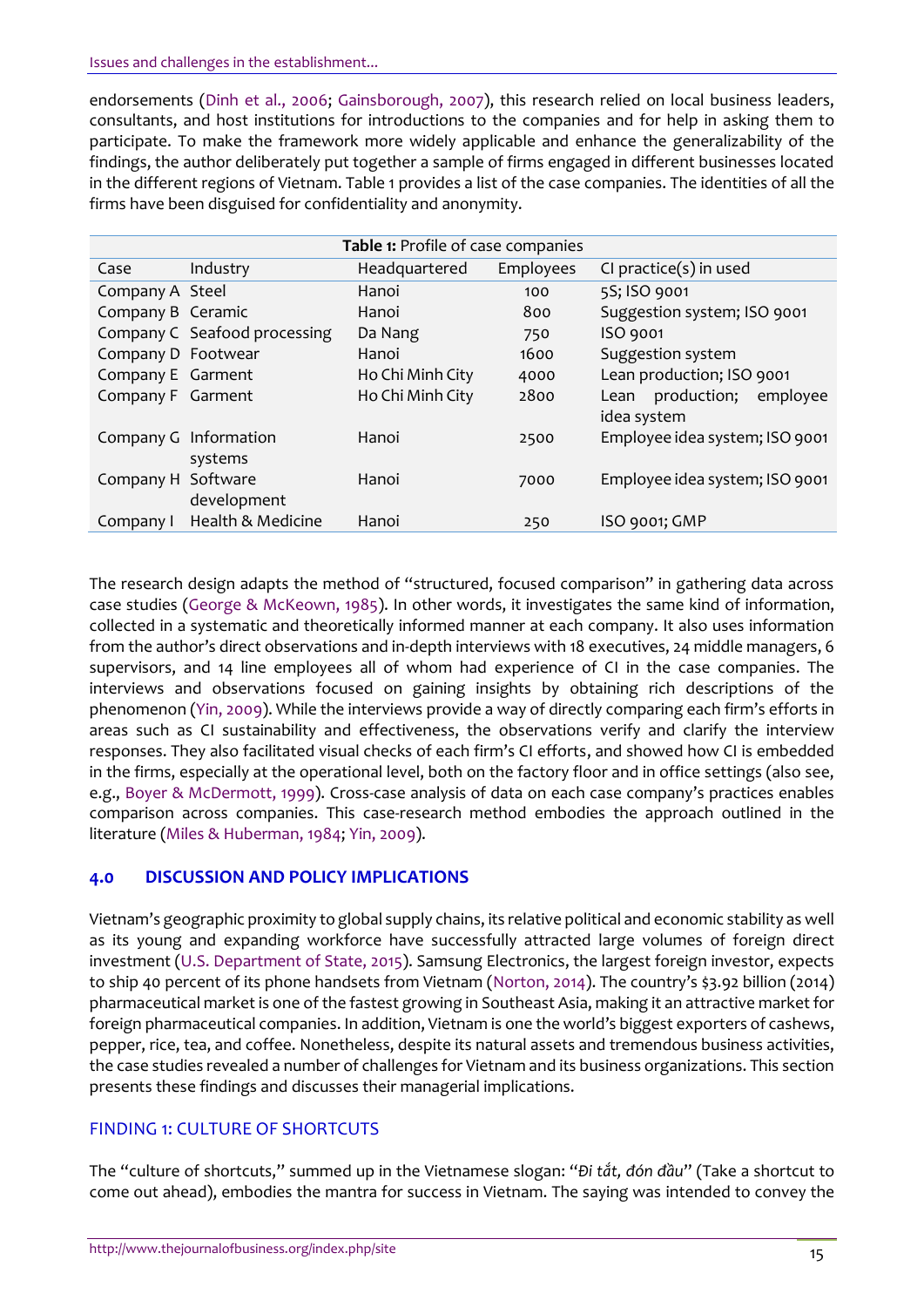endorsements (Dinh et al., 2006; Gainsborough, 2007), this research relied on local business leaders, consultants, and host institutions for introductions to the companies and for help in asking them to participate. To make the framework more widely applicable and enhance the generalizability of the findings, the author deliberately put together a sample of firms engaged in different businesses located in the different regions of Vietnam. Table 1 provides a list of the case companies. The identities of all the firms have been disguised for confidentiality and anonymity.

**Table 1:** Profile of case companies

| Case | Industry | Headquartered | Employees | CI practice(s) in used |
|---|---|---|---|---|
| Company A | Steel | Hanoi | 100 | 5S; ISO 9001 |
| Company B | Ceramic | Hanoi | 800 | Suggestion system; ISO 9001 |
| Company C | Seafood processing | Da Nang | 750 | ISO 9001 |
| Company D | Footwear | Hanoi | 1600 | Suggestion system |
| Company E | Garment | Ho Chi Minh City | 4000 | Lean production; ISO 9001 |
| Company F | Garment | Ho Chi Minh City | 2800 | Lean production; employee idea system |
| Company G | Information systems | Hanoi | 2500 | Employee idea system; ISO 9001 |
| Company H | Software development | Hanoi | 7000 | Employee idea system; ISO 9001 |
| Company I | Health & Medicine | Hanoi | 250 | ISO 9001; GMP |

The research design adapts the method of "structured, focused comparison" in gathering data across case studies (George & McKeown, 1985). In other words, it investigates the same kind of information, collected in a systematic and theoretically informed manner at each company. It also uses information from the author's direct observations and in-depth interviews with 18 executives, 24 middle managers, 6 supervisors, and 14 line employees all of whom had experience of CI in the case companies. The interviews and observations focused on gaining insights by obtaining rich descriptions of the phenomenon (Yin, 2009). While the interviews provide a way of directly comparing each firm's efforts in areas such as CI sustainability and effectiveness, the observations verify and clarify the interview responses. They also facilitated visual checks of each firm's CI efforts, and showed how CI is embedded in the firms, especially at the operational level, both on the factory floor and in office settings (also see, e.g., Boyer & McDermott, 1999). Cross-case analysis of data on each case company's practices enables comparison across companies. This case-research method embodies the approach outlined in the literature (Miles & Huberman, 1984; Yin, 2009).

## 4.0 DISCUSSION AND POLICY IMPLICATIONS

Vietnam's geographic proximity to global supply chains, its relative political and economic stability as well as its young and expanding workforce have successfully attracted large volumes of foreign direct investment (U.S. Department of State, 2015). Samsung Electronics, the largest foreign investor, expects to ship 40 percent of its phone handsets from Vietnam (Norton, 2014). The country's $3.92 billion (2014) pharmaceutical market is one of the fastest growing in Southeast Asia, making it an attractive market for foreign pharmaceutical companies. In addition, Vietnam is one the world's biggest exporters of cashews, pepper, rice, tea, and coffee. Nonetheless, despite its natural assets and tremendous business activities, the case studies revealed a number of challenges for Vietnam and its business organizations. This section presents these findings and discusses their managerial implications.

### FINDING 1: CULTURE OF SHORTCUTS

The "culture of shortcuts," summed up in the Vietnamese slogan: "*Đi tắt, đón đầu*" (Take a shortcut to come out ahead), embodies the mantra for success in Vietnam. The saying was intended to convey the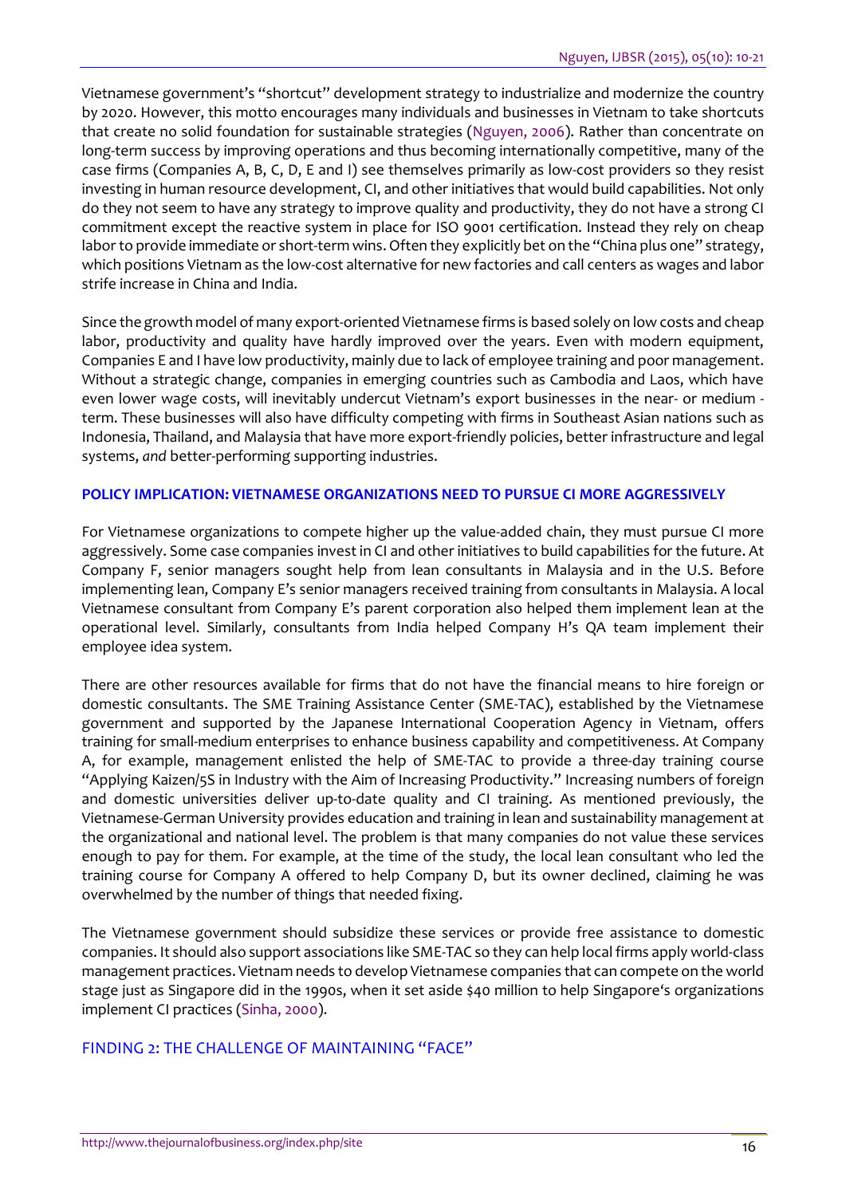Vietnamese government's "shortcut" development strategy to industrialize and modernize the country by 2020. However, this motto encourages many individuals and businesses in Vietnam to take shortcuts that create no solid foundation for sustainable strategies (Nguyen, 2006). Rather than concentrate on long-term success by improving operations and thus becoming internationally competitive, many of the case firms (Companies A, B, C, D, E and I) see themselves primarily as low-cost providers so they resist investing in human resource development, CI, and other initiatives that would build capabilities. Not only do they not seem to have any strategy to improve quality and productivity, they do not have a strong CI commitment except the reactive system in place for ISO 9001 certification. Instead they rely on cheap labor to provide immediate or short-term wins. Often they explicitly bet on the "China plus one" strategy, which positions Vietnam as the low-cost alternative for new factories and call centers as wages and labor strife increase in China and India.

Since the growth model of many export-oriented Vietnamese firms is based solely on low costs and cheap labor, productivity and quality have hardly improved over the years. Even with modern equipment, Companies E and I have low productivity, mainly due to lack of employee training and poor management. Without a strategic change, companies in emerging countries such as Cambodia and Laos, which have even lower wage costs, will inevitably undercut Vietnam's export businesses in the near- or medium - term. These businesses will also have difficulty competing with firms in Southeast Asian nations such as Indonesia, Thailand, and Malaysia that have more export-friendly policies, better infrastructure and legal systems, *and* better-performing supporting industries.

### POLICY IMPLICATION: VIETNAMESE ORGANIZATIONS NEED TO PURSUE CI MORE AGGRESSIVELY

For Vietnamese organizations to compete higher up the value-added chain, they must pursue CI more aggressively. Some case companies invest in CI and other initiatives to build capabilities for the future. At Company F, senior managers sought help from lean consultants in Malaysia and in the U.S. Before implementing lean, Company E's senior managers received training from consultants in Malaysia. A local Vietnamese consultant from Company E's parent corporation also helped them implement lean at the operational level. Similarly, consultants from India helped Company H's QA team implement their employee idea system.

There are other resources available for firms that do not have the financial means to hire foreign or domestic consultants. The SME Training Assistance Center (SME-TAC), established by the Vietnamese government and supported by the Japanese International Cooperation Agency in Vietnam, offers training for small-medium enterprises to enhance business capability and competitiveness. At Company A, for example, management enlisted the help of SME-TAC to provide a three-day training course "Applying Kaizen/5S in Industry with the Aim of Increasing Productivity." Increasing numbers of foreign and domestic universities deliver up-to-date quality and CI training. As mentioned previously, the Vietnamese-German University provides education and training in lean and sustainability management at the organizational and national level. The problem is that many companies do not value these services enough to pay for them. For example, at the time of the study, the local lean consultant who led the training course for Company A offered to help Company D, but its owner declined, claiming he was overwhelmed by the number of things that needed fixing.

The Vietnamese government should subsidize these services or provide free assistance to domestic companies. It should also support associations like SME-TAC so they can help local firms apply world-class management practices. Vietnam needs to develop Vietnamese companies that can compete on the world stage just as Singapore did in the 1990s, when it set aside $40 million to help Singapore's organizations implement CI practices (Sinha, 2000).

## FINDING 2: THE CHALLENGE OF MAINTAINING "FACE"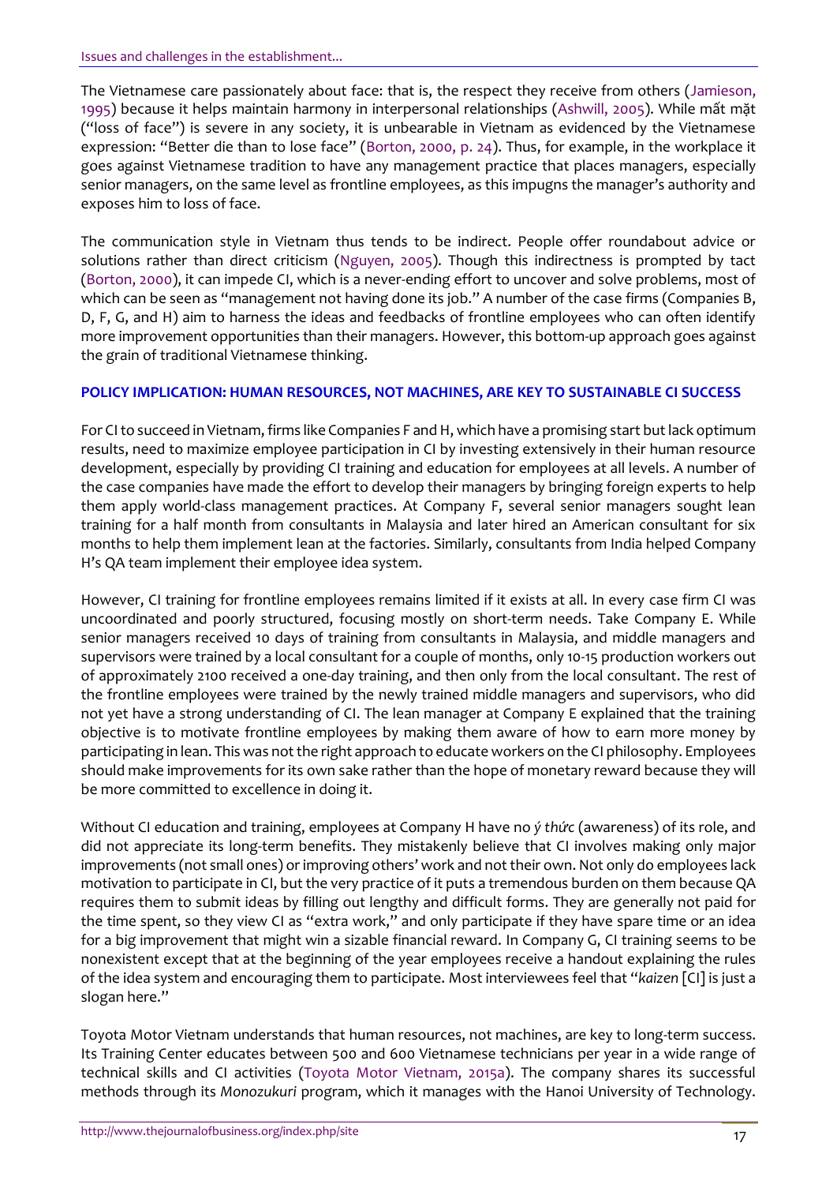The Vietnamese care passionately about face: that is, the respect they receive from others (Jamieson, 1995) because it helps maintain harmony in interpersonal relationships (Ashwill, 2005). While mất mặt ("loss of face") is severe in any society, it is unbearable in Vietnam as evidenced by the Vietnamese expression: "Better die than to lose face" (Borton, 2000, p. 24). Thus, for example, in the workplace it goes against Vietnamese tradition to have any management practice that places managers, especially senior managers, on the same level as frontline employees, as this impugns the manager's authority and exposes him to loss of face.

The communication style in Vietnam thus tends to be indirect. People offer roundabout advice or solutions rather than direct criticism (Nguyen, 2005). Though this indirectness is prompted by tact (Borton, 2000), it can impede CI, which is a never-ending effort to uncover and solve problems, most of which can be seen as "management not having done its job." A number of the case firms (Companies B, D, F, G, and H) aim to harness the ideas and feedbacks of frontline employees who can often identify more improvement opportunities than their managers. However, this bottom-up approach goes against the grain of traditional Vietnamese thinking.

## POLICY IMPLICATION: HUMAN RESOURCES, NOT MACHINES, ARE KEY TO SUSTAINABLE CI SUCCESS

For CI to succeed in Vietnam, firms like Companies F and H, which have a promising start but lack optimum results, need to maximize employee participation in CI by investing extensively in their human resource development, especially by providing CI training and education for employees at all levels. A number of the case companies have made the effort to develop their managers by bringing foreign experts to help them apply world-class management practices. At Company F, several senior managers sought lean training for a half month from consultants in Malaysia and later hired an American consultant for six months to help them implement lean at the factories. Similarly, consultants from India helped Company H's QA team implement their employee idea system.

However, CI training for frontline employees remains limited if it exists at all. In every case firm CI was uncoordinated and poorly structured, focusing mostly on short-term needs. Take Company E. While senior managers received 10 days of training from consultants in Malaysia, and middle managers and supervisors were trained by a local consultant for a couple of months, only 10-15 production workers out of approximately 2100 received a one-day training, and then only from the local consultant. The rest of the frontline employees were trained by the newly trained middle managers and supervisors, who did not yet have a strong understanding of CI. The lean manager at Company E explained that the training objective is to motivate frontline employees by making them aware of how to earn more money by participating in lean. This was not the right approach to educate workers on the CI philosophy. Employees should make improvements for its own sake rather than the hope of monetary reward because they will be more committed to excellence in doing it.

Without CI education and training, employees at Company H have no *ý thức* (awareness) of its role, and did not appreciate its long-term benefits. They mistakenly believe that CI involves making only major improvements (not small ones) or improving others' work and not their own. Not only do employees lack motivation to participate in CI, but the very practice of it puts a tremendous burden on them because QA requires them to submit ideas by filling out lengthy and difficult forms. They are generally not paid for the time spent, so they view CI as "extra work," and only participate if they have spare time or an idea for a big improvement that might win a sizable financial reward. In Company G, CI training seems to be nonexistent except that at the beginning of the year employees receive a handout explaining the rules of the idea system and encouraging them to participate. Most interviewees feel that "*kaizen* [CI] is just a slogan here."

Toyota Motor Vietnam understands that human resources, not machines, are key to long-term success. Its Training Center educates between 500 and 600 Vietnamese technicians per year in a wide range of technical skills and CI activities (Toyota Motor Vietnam, 2015a). The company shares its successful methods through its *Monozukuri* program, which it manages with the Hanoi University of Technology.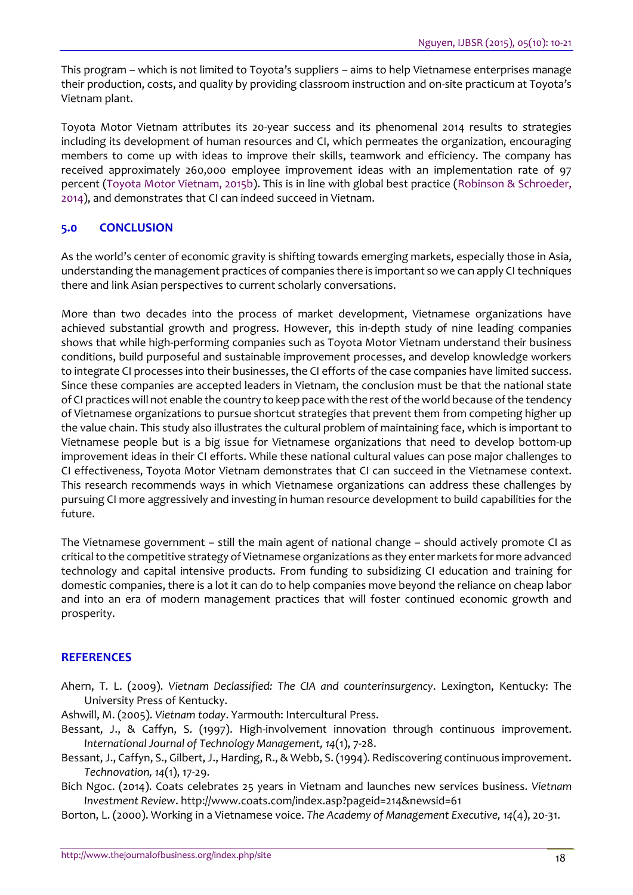This program – which is not limited to Toyota's suppliers – aims to help Vietnamese enterprises manage their production, costs, and quality by providing classroom instruction and on-site practicum at Toyota's Vietnam plant.

Toyota Motor Vietnam attributes its 20-year success and its phenomenal 2014 results to strategies including its development of human resources and CI, which permeates the organization, encouraging members to come up with ideas to improve their skills, teamwork and efficiency. The company has received approximately 260,000 employee improvement ideas with an implementation rate of 97 percent (Toyota Motor Vietnam, 2015b). This is in line with global best practice (Robinson & Schroeder, 2014), and demonstrates that CI can indeed succeed in Vietnam.

## 5.0 CONCLUSION

As the world's center of economic gravity is shifting towards emerging markets, especially those in Asia, understanding the management practices of companies there is important so we can apply CI techniques there and link Asian perspectives to current scholarly conversations.

More than two decades into the process of market development, Vietnamese organizations have achieved substantial growth and progress. However, this in-depth study of nine leading companies shows that while high-performing companies such as Toyota Motor Vietnam understand their business conditions, build purposeful and sustainable improvement processes, and develop knowledge workers to integrate CI processes into their businesses, the CI efforts of the case companies have limited success. Since these companies are accepted leaders in Vietnam, the conclusion must be that the national state of CI practices will not enable the country to keep pace with the rest of the world because of the tendency of Vietnamese organizations to pursue shortcut strategies that prevent them from competing higher up the value chain. This study also illustrates the cultural problem of maintaining face, which is important to Vietnamese people but is a big issue for Vietnamese organizations that need to develop bottom-up improvement ideas in their CI efforts. While these national cultural values can pose major challenges to CI effectiveness, Toyota Motor Vietnam demonstrates that CI can succeed in the Vietnamese context. This research recommends ways in which Vietnamese organizations can address these challenges by pursuing CI more aggressively and investing in human resource development to build capabilities for the future.

The Vietnamese government – still the main agent of national change – should actively promote CI as critical to the competitive strategy of Vietnamese organizations as they enter markets for more advanced technology and capital intensive products. From funding to subsidizing CI education and training for domestic companies, there is a lot it can do to help companies move beyond the reliance on cheap labor and into an era of modern management practices that will foster continued economic growth and prosperity.

## REFERENCES

Ahern, T. L. (2009). *Vietnam Declassified: The CIA and counterinsurgency*. Lexington, Kentucky: The University Press of Kentucky.

Ashwill, M. (2005). *Vietnam today*. Yarmouth: Intercultural Press.

Bessant, J., & Caffyn, S. (1997). High-involvement innovation through continuous improvement. *International Journal of Technology Management, 14*(1), 7-28.

Bessant, J., Caffyn, S., Gilbert, J., Harding, R., & Webb, S. (1994). Rediscovering continuous improvement. *Technovation, 14*(1), 17-29.

Bich Ngoc. (2014). Coats celebrates 25 years in Vietnam and launches new services business. *Vietnam Investment Review*. http://www.coats.com/index.asp?pageid=214&newsid=61

Borton, L. (2000). Working in a Vietnamese voice. *The Academy of Management Executive, 14*(4), 20-31.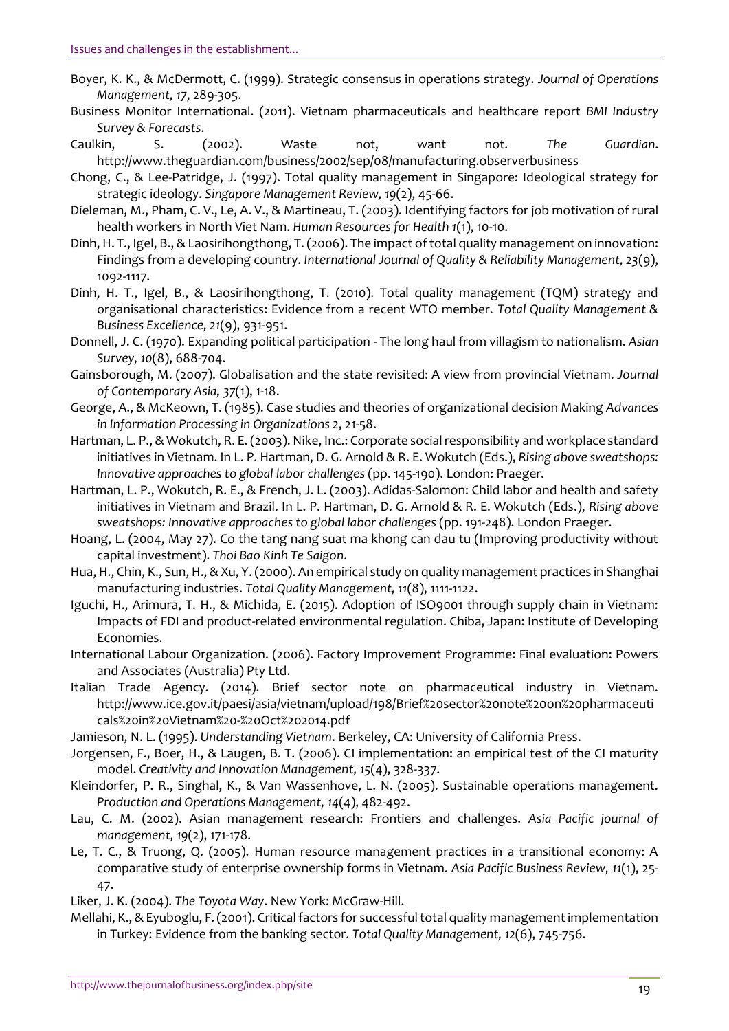Boyer, K. K., & McDermott, C. (1999). Strategic consensus in operations strategy. *Journal of Operations Management, 17*, 289-305.

Business Monitor International. (2011). Vietnam pharmaceuticals and healthcare report *BMI Industry Survey & Forecasts*.

Caulkin, S. (2002). Waste not, want not. *The Guardian*. http://www.theguardian.com/business/2002/sep/08/manufacturing.observerbusiness

Chong, C., & Lee-Patridge, J. (1997). Total quality management in Singapore: Ideological strategy for strategic ideology. *Singapore Management Review, 19*(2), 45-66.

Dieleman, M., Pham, C. V., Le, A. V., & Martineau, T. (2003). Identifying factors for job motivation of rural health workers in North Viet Nam. *Human Resources for Health 1*(1), 10-10.

Dinh, H. T., Igel, B., & Laosirihongthong, T. (2006). The impact of total quality management on innovation: Findings from a developing country. *International Journal of Quality & Reliability Management, 23*(9), 1092-1117.

Dinh, H. T., Igel, B., & Laosirihongthong, T. (2010). Total quality management (TQM) strategy and organisational characteristics: Evidence from a recent WTO member. *Total Quality Management & Business Excellence, 21*(9), 931-951.

Donnell, J. C. (1970). Expanding political participation - The long haul from villagism to nationalism. *Asian Survey, 10*(8), 688-704.

Gainsborough, M. (2007). Globalisation and the state revisited: A view from provincial Vietnam. *Journal of Contemporary Asia, 37*(1), 1-18.

George, A., & McKeown, T. (1985). Case studies and theories of organizational decision Making *Advances in Information Processing in Organizations 2*, 21-58.

Hartman, L. P., & Wokutch, R. E. (2003). Nike, Inc.: Corporate social responsibility and workplace standard initiatives in Vietnam. In L. P. Hartman, D. G. Arnold & R. E. Wokutch (Eds.), *Rising above sweatshops: Innovative approaches to global labor challenges* (pp. 145-190). London: Praeger.

Hartman, L. P., Wokutch, R. E., & French, J. L. (2003). Adidas-Salomon: Child labor and health and safety initiatives in Vietnam and Brazil. In L. P. Hartman, D. G. Arnold & R. E. Wokutch (Eds.), *Rising above sweatshops: Innovative approaches to global labor challenges* (pp. 191-248). London Praeger.

Hoang, L. (2004, May 27). Co the tang nang suat ma khong can dau tu (Improving productivity without capital investment). *Thoi Bao Kinh Te Saigon*.

Hua, H., Chin, K., Sun, H., & Xu, Y. (2000). An empirical study on quality management practices in Shanghai manufacturing industries. *Total Quality Management, 11*(8), 1111-1122.

Iguchi, H., Arimura, T. H., & Michida, E. (2015). Adoption of ISO9001 through supply chain in Vietnam: Impacts of FDI and product-related environmental regulation. Chiba, Japan: Institute of Developing Economies.

International Labour Organization. (2006). Factory Improvement Programme: Final evaluation: Powers and Associates (Australia) Pty Ltd.

Italian Trade Agency. (2014). Brief sector note on pharmaceutical industry in Vietnam. http://www.ice.gov.it/paesi/asia/vietnam/upload/198/Brief%20sector%20note%20on%20pharmaceuticals%20in%20Vietnam%20-%20Oct%202014.pdf

Jamieson, N. L. (1995). *Understanding Vietnam*. Berkeley, CA: University of California Press.

Jorgensen, F., Boer, H., & Laugen, B. T. (2006). CI implementation: an empirical test of the CI maturity model. *Creativity and Innovation Management, 15*(4), 328-337.

Kleindorfer, P. R., Singhal, K., & Van Wassenhove, L. N. (2005). Sustainable operations management. *Production and Operations Management, 14*(4), 482-492.

Lau, C. M. (2002). Asian management research: Frontiers and challenges. *Asia Pacific journal of management, 19*(2), 171-178.

Le, T. C., & Truong, Q. (2005). Human resource management practices in a transitional economy: A comparative study of enterprise ownership forms in Vietnam. *Asia Pacific Business Review, 11*(1), 25-47.

Liker, J. K. (2004). *The Toyota Way*. New York: McGraw-Hill.

Mellahi, K., & Eyuboglu, F. (2001). Critical factors for successful total quality management implementation in Turkey: Evidence from the banking sector. *Total Quality Management, 12*(6), 745-756.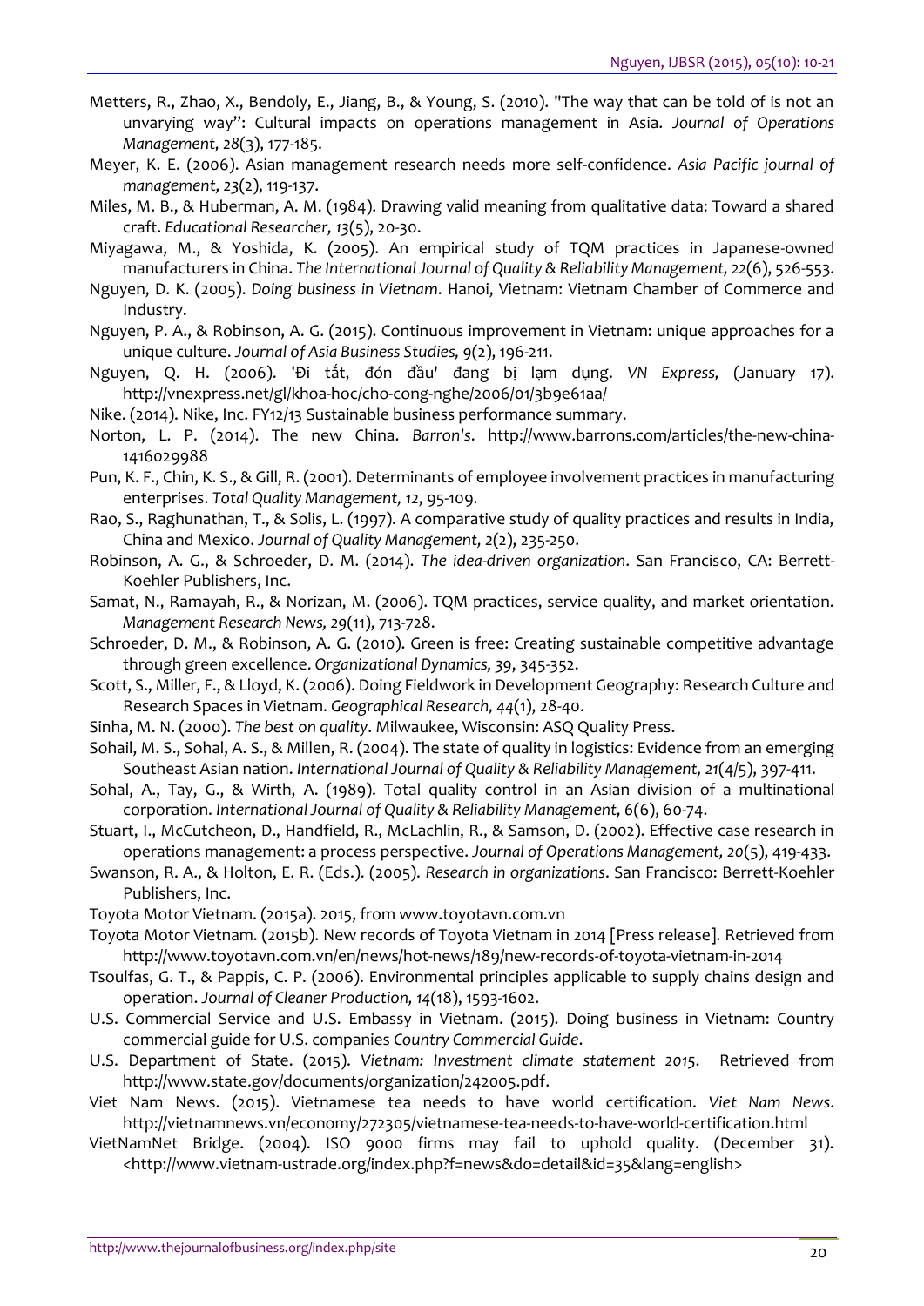Metters, R., Zhao, X., Bendoly, E., Jiang, B., & Young, S. (2010). "The way that can be told of is not an unvarying way": Cultural impacts on operations management in Asia. *Journal of Operations Management, 28*(3), 177-185.

Meyer, K. E. (2006). Asian management research needs more self-confidence. *Asia Pacific journal of management, 23*(2), 119-137.

Miles, M. B., & Huberman, A. M. (1984). Drawing valid meaning from qualitative data: Toward a shared craft. *Educational Researcher, 13*(5), 20-30.

Miyagawa, M., & Yoshida, K. (2005). An empirical study of TQM practices in Japanese-owned manufacturers in China. *The International Journal of Quality & Reliability Management, 22*(6), 526-553.

Nguyen, D. K. (2005). *Doing business in Vietnam*. Hanoi, Vietnam: Vietnam Chamber of Commerce and Industry.

Nguyen, P. A., & Robinson, A. G. (2015). Continuous improvement in Vietnam: unique approaches for a unique culture. *Journal of Asia Business Studies, 9*(2), 196-211.

Nguyen, Q. H. (2006). 'Đi tắt, đón đầu' đang bị lạm dụng. *VN Express,* (January 17). http://vnexpress.net/gl/khoa-hoc/cho-cong-nghe/2006/01/3b9e61aa/

Nike. (2014). Nike, Inc. FY12/13 Sustainable business performance summary.

Norton, L. P. (2014). The new China. *Barron's*. http://www.barrons.com/articles/the-new-china-1416029988

Pun, K. F., Chin, K. S., & Gill, R. (2001). Determinants of employee involvement practices in manufacturing enterprises. *Total Quality Management, 12*, 95-109.

Rao, S., Raghunathan, T., & Solis, L. (1997). A comparative study of quality practices and results in India, China and Mexico. *Journal of Quality Management, 2*(2), 235-250.

Robinson, A. G., & Schroeder, D. M. (2014). *The idea-driven organization*. San Francisco, CA: Berrett-Koehler Publishers, Inc.

Samat, N., Ramayah, R., & Norizan, M. (2006). TQM practices, service quality, and market orientation. *Management Research News, 29*(11), 713-728.

Schroeder, D. M., & Robinson, A. G. (2010). Green is free: Creating sustainable competitive advantage through green excellence. *Organizational Dynamics, 39*, 345-352.

Scott, S., Miller, F., & Lloyd, K. (2006). Doing Fieldwork in Development Geography: Research Culture and Research Spaces in Vietnam. *Geographical Research, 44*(1), 28-40.

Sinha, M. N. (2000). *The best on quality*. Milwaukee, Wisconsin: ASQ Quality Press.

Sohail, M. S., Sohal, A. S., & Millen, R. (2004). The state of quality in logistics: Evidence from an emerging Southeast Asian nation. *International Journal of Quality & Reliability Management, 21*(4/5), 397-411.

Sohal, A., Tay, G., & Wirth, A. (1989). Total quality control in an Asian division of a multinational corporation. *International Journal of Quality & Reliability Management, 6*(6), 60-74.

Stuart, I., McCutcheon, D., Handfield, R., McLachlin, R., & Samson, D. (2002). Effective case research in operations management: a process perspective. *Journal of Operations Management, 20*(5), 419-433.

Swanson, R. A., & Holton, E. R. (Eds.). (2005). *Research in organizations*. San Francisco: Berrett-Koehler Publishers, Inc.

Toyota Motor Vietnam. (2015a). 2015, from www.toyotavn.com.vn

Toyota Motor Vietnam. (2015b). New records of Toyota Vietnam in 2014 [Press release]. Retrieved from http://www.toyotavn.com.vn/en/news/hot-news/189/new-records-of-toyota-vietnam-in-2014

Tsoulfas, G. T., & Pappis, C. P. (2006). Environmental principles applicable to supply chains design and operation. *Journal of Cleaner Production, 14*(18), 1593-1602.

U.S. Commercial Service and U.S. Embassy in Vietnam. (2015). Doing business in Vietnam: Country commercial guide for U.S. companies *Country Commercial Guide*.

U.S. Department of State. (2015). *Vietnam: Investment climate statement 2015*. Retrieved from http://www.state.gov/documents/organization/242005.pdf.

Viet Nam News. (2015). Vietnamese tea needs to have world certification. *Viet Nam News*. http://vietnamnews.vn/economy/272305/vietnamese-tea-needs-to-have-world-certification.html

VietNamNet Bridge. (2004). ISO 9000 firms may fail to uphold quality. (December 31). <http://www.vietnam-ustrade.org/index.php?f=news&do=detail&id=35&lang=english>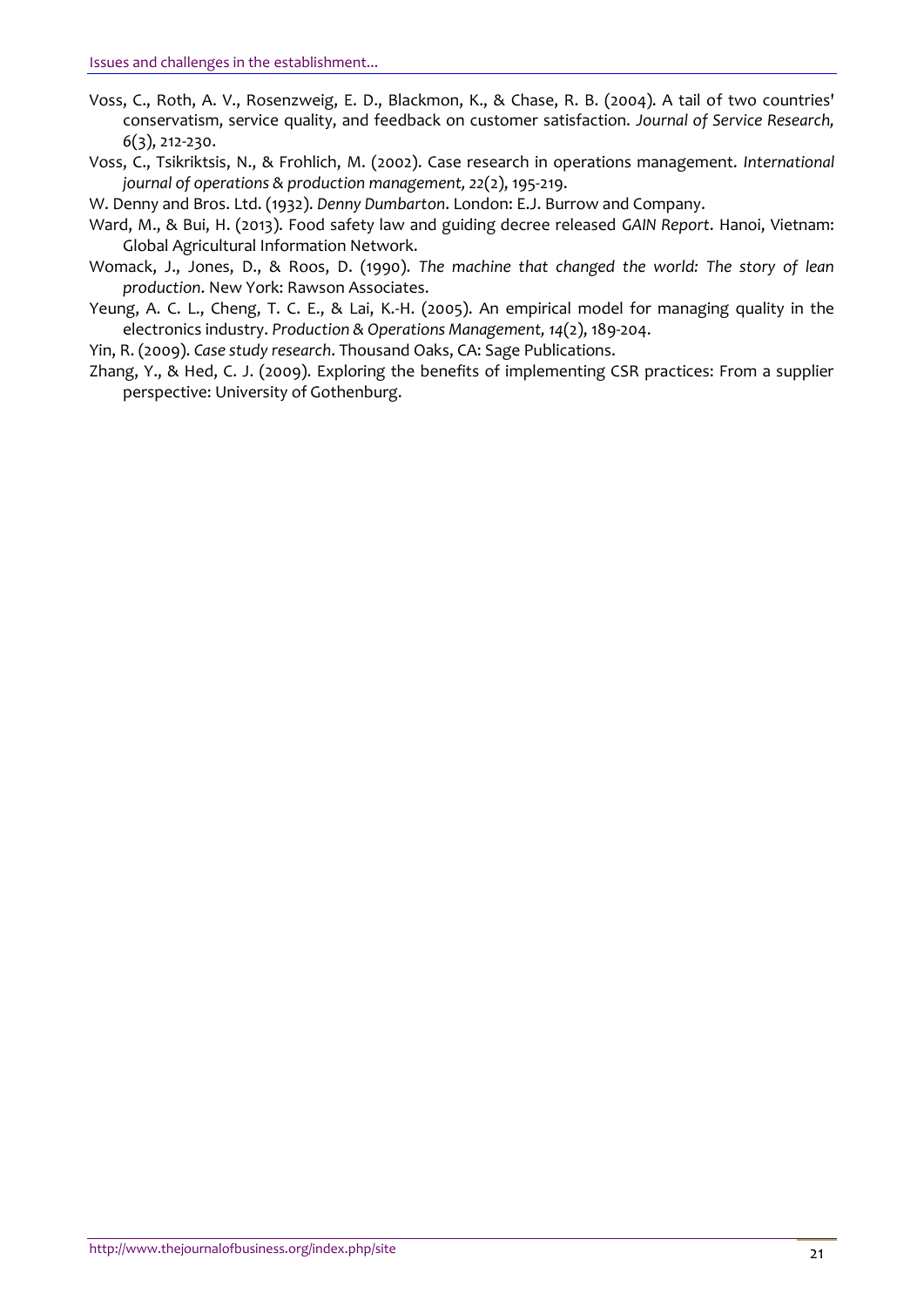Voss, C., Roth, A. V., Rosenzweig, E. D., Blackmon, K., & Chase, R. B. (2004). A tail of two countries' conservatism, service quality, and feedback on customer satisfaction. *Journal of Service Research, 6*(3), 212-230.

Voss, C., Tsikriktsis, N., & Frohlich, M. (2002). Case research in operations management. *International journal of operations & production management, 22*(2), 195-219.

W. Denny and Bros. Ltd. (1932). *Denny Dumbarton*. London: E.J. Burrow and Company.

Ward, M., & Bui, H. (2013). Food safety law and guiding decree released *GAIN Report*. Hanoi, Vietnam: Global Agricultural Information Network.

Womack, J., Jones, D., & Roos, D. (1990). *The machine that changed the world: The story of lean production*. New York: Rawson Associates.

Yeung, A. C. L., Cheng, T. C. E., & Lai, K.-H. (2005). An empirical model for managing quality in the electronics industry. *Production & Operations Management, 14*(2), 189-204.

Yin, R. (2009). *Case study research*. Thousand Oaks, CA: Sage Publications.

Zhang, Y., & Hed, C. J. (2009). Exploring the benefits of implementing CSR practices: From a supplier perspective: University of Gothenburg.